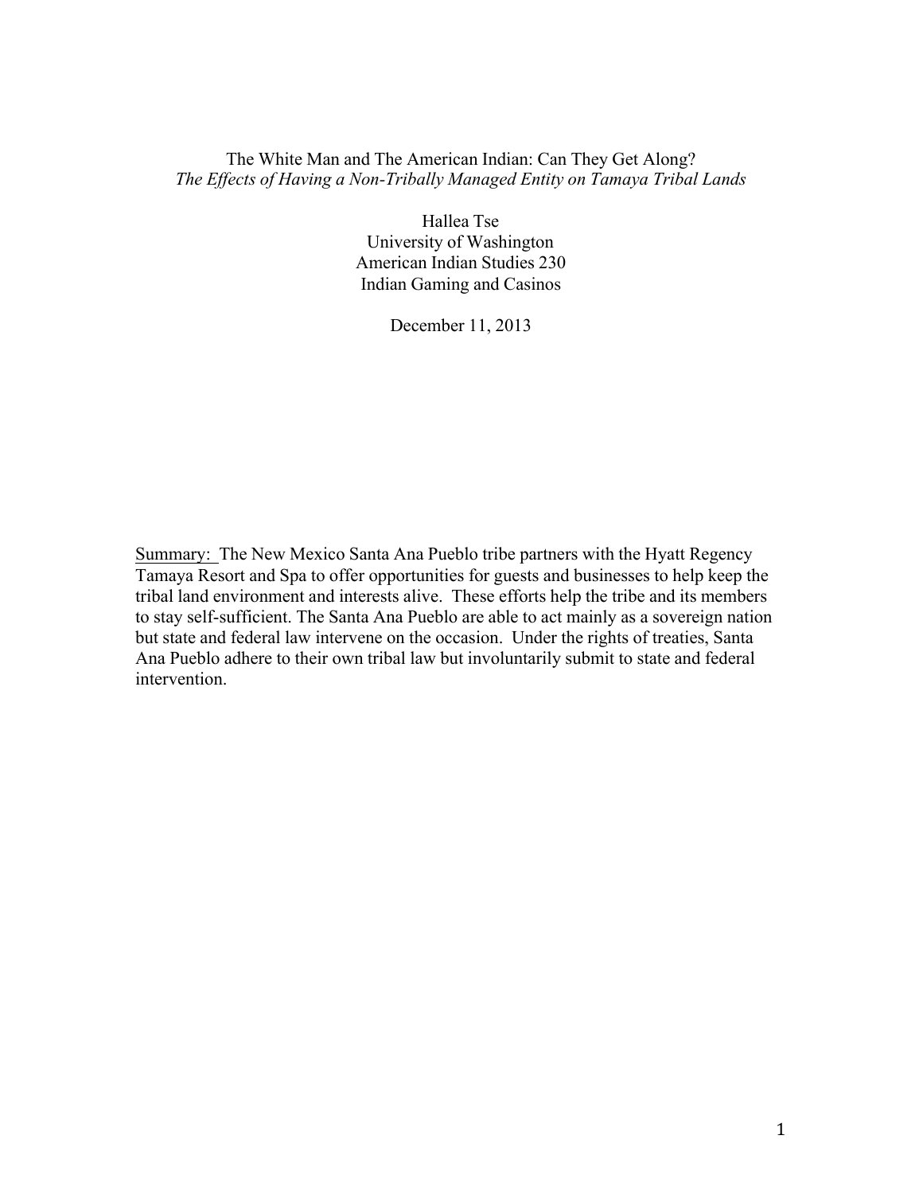The White Man and The American Indian: Can They Get Along?
*The Effects of Having a Non-Tribally Managed Entity on Tamaya Tribal Lands*

Hallea Tse
University of Washington
American Indian Studies 230
Indian Gaming and Casinos

December 11, 2013

Summary: The New Mexico Santa Ana Pueblo tribe partners with the Hyatt Regency Tamaya Resort and Spa to offer opportunities for guests and businesses to help keep the tribal land environment and interests alive. These efforts help the tribe and its members to stay self-sufficient. The Santa Ana Pueblo are able to act mainly as a sovereign nation but state and federal law intervene on the occasion. Under the rights of treaties, Santa Ana Pueblo adhere to their own tribal law but involuntarily submit to state and federal intervention.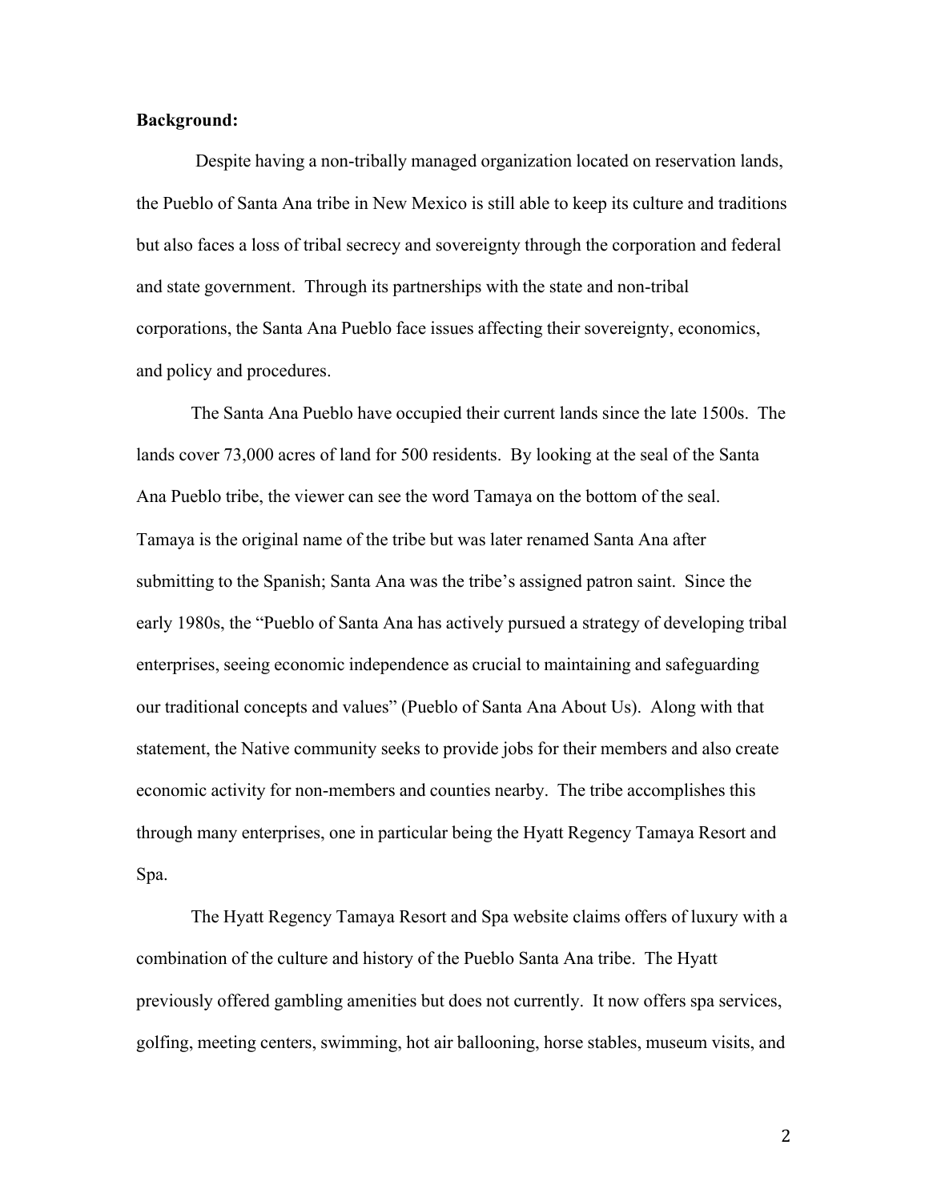**Background:**

Despite having a non-tribally managed organization located on reservation lands, the Pueblo of Santa Ana tribe in New Mexico is still able to keep its culture and traditions but also faces a loss of tribal secrecy and sovereignty through the corporation and federal and state government. Through its partnerships with the state and non-tribal corporations, the Santa Ana Pueblo face issues affecting their sovereignty, economics, and policy and procedures.

The Santa Ana Pueblo have occupied their current lands since the late 1500s. The lands cover 73,000 acres of land for 500 residents. By looking at the seal of the Santa Ana Pueblo tribe, the viewer can see the word Tamaya on the bottom of the seal. Tamaya is the original name of the tribe but was later renamed Santa Ana after submitting to the Spanish; Santa Ana was the tribe's assigned patron saint. Since the early 1980s, the "Pueblo of Santa Ana has actively pursued a strategy of developing tribal enterprises, seeing economic independence as crucial to maintaining and safeguarding our traditional concepts and values" (Pueblo of Santa Ana About Us). Along with that statement, the Native community seeks to provide jobs for their members and also create economic activity for non-members and counties nearby. The tribe accomplishes this through many enterprises, one in particular being the Hyatt Regency Tamaya Resort and Spa.

The Hyatt Regency Tamaya Resort and Spa website claims offers of luxury with a combination of the culture and history of the Pueblo Santa Ana tribe. The Hyatt previously offered gambling amenities but does not currently. It now offers spa services, golfing, meeting centers, swimming, hot air ballooning, horse stables, museum visits, and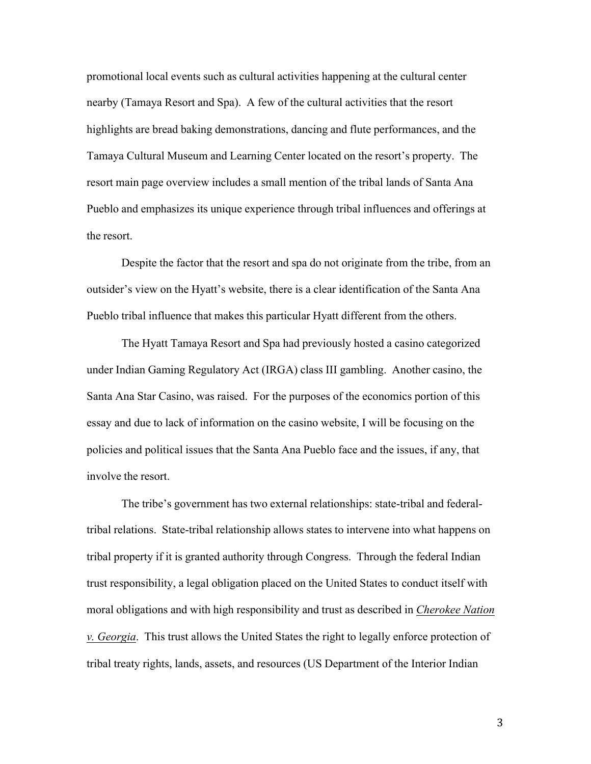promotional local events such as cultural activities happening at the cultural center nearby (Tamaya Resort and Spa). A few of the cultural activities that the resort highlights are bread baking demonstrations, dancing and flute performances, and the Tamaya Cultural Museum and Learning Center located on the resort's property. The resort main page overview includes a small mention of the tribal lands of Santa Ana Pueblo and emphasizes its unique experience through tribal influences and offerings at the resort.

Despite the factor that the resort and spa do not originate from the tribe, from an outsider's view on the Hyatt's website, there is a clear identification of the Santa Ana Pueblo tribal influence that makes this particular Hyatt different from the others.

The Hyatt Tamaya Resort and Spa had previously hosted a casino categorized under Indian Gaming Regulatory Act (IRGA) class III gambling. Another casino, the Santa Ana Star Casino, was raised. For the purposes of the economics portion of this essay and due to lack of information on the casino website, I will be focusing on the policies and political issues that the Santa Ana Pueblo face and the issues, if any, that involve the resort.

The tribe's government has two external relationships: state-tribal and federal-tribal relations. State-tribal relationship allows states to intervene into what happens on tribal property if it is granted authority through Congress. Through the federal Indian trust responsibility, a legal obligation placed on the United States to conduct itself with moral obligations and with high responsibility and trust as described in *Cherokee Nation v. Georgia*. This trust allows the United States the right to legally enforce protection of tribal treaty rights, lands, assets, and resources (US Department of the Interior Indian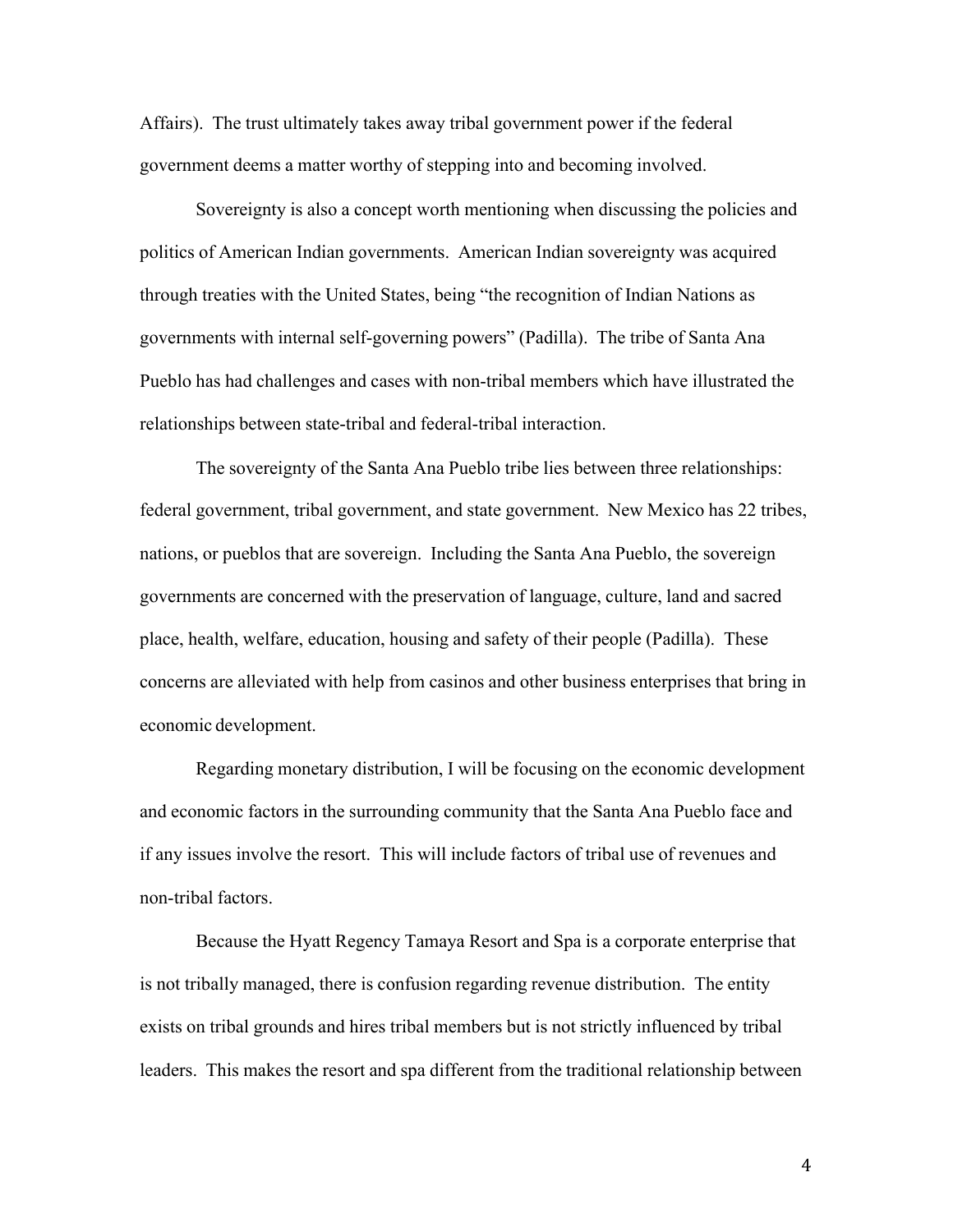Affairs). The trust ultimately takes away tribal government power if the federal government deems a matter worthy of stepping into and becoming involved.

Sovereignty is also a concept worth mentioning when discussing the policies and politics of American Indian governments. American Indian sovereignty was acquired through treaties with the United States, being "the recognition of Indian Nations as governments with internal self-governing powers" (Padilla). The tribe of Santa Ana Pueblo has had challenges and cases with non-tribal members which have illustrated the relationships between state-tribal and federal-tribal interaction.

The sovereignty of the Santa Ana Pueblo tribe lies between three relationships: federal government, tribal government, and state government. New Mexico has 22 tribes, nations, or pueblos that are sovereign. Including the Santa Ana Pueblo, the sovereign governments are concerned with the preservation of language, culture, land and sacred place, health, welfare, education, housing and safety of their people (Padilla). These concerns are alleviated with help from casinos and other business enterprises that bring in economic development.

Regarding monetary distribution, I will be focusing on the economic development and economic factors in the surrounding community that the Santa Ana Pueblo face and if any issues involve the resort. This will include factors of tribal use of revenues and non-tribal factors.

Because the Hyatt Regency Tamaya Resort and Spa is a corporate enterprise that is not tribally managed, there is confusion regarding revenue distribution. The entity exists on tribal grounds and hires tribal members but is not strictly influenced by tribal leaders. This makes the resort and spa different from the traditional relationship between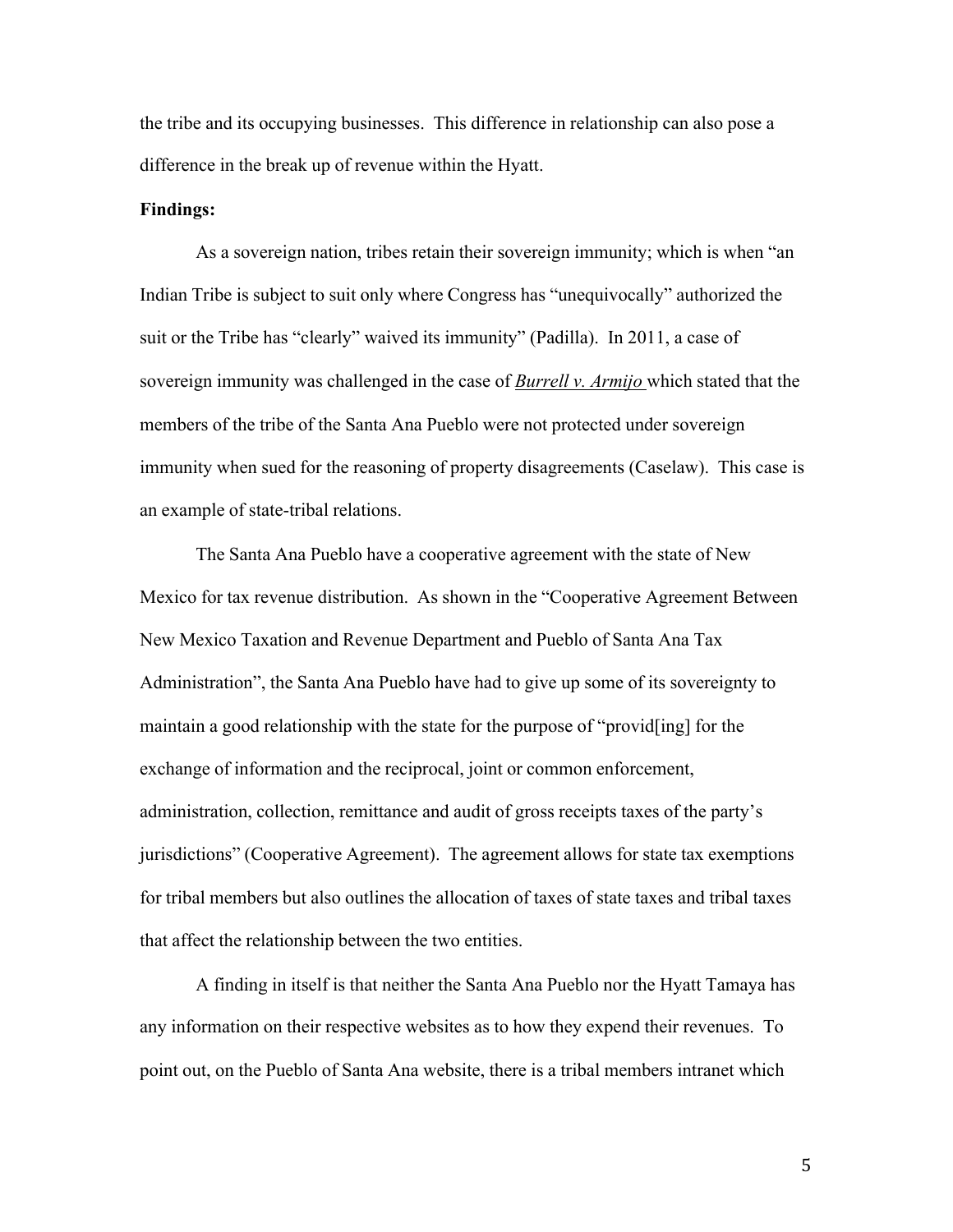the tribe and its occupying businesses. This difference in relationship can also pose a difference in the break up of revenue within the Hyatt.

**Findings:**

As a sovereign nation, tribes retain their sovereign immunity; which is when "an Indian Tribe is subject to suit only where Congress has "unequivocally" authorized the suit or the Tribe has "clearly" waived its immunity" (Padilla). In 2011, a case of sovereign immunity was challenged in the case of ***Burrell v. Armijo*** which stated that the members of the tribe of the Santa Ana Pueblo were not protected under sovereign immunity when sued for the reasoning of property disagreements (Caselaw). This case is an example of state-tribal relations.

The Santa Ana Pueblo have a cooperative agreement with the state of New Mexico for tax revenue distribution. As shown in the "Cooperative Agreement Between New Mexico Taxation and Revenue Department and Pueblo of Santa Ana Tax Administration", the Santa Ana Pueblo have had to give up some of its sovereignty to maintain a good relationship with the state for the purpose of "provid[ing] for the exchange of information and the reciprocal, joint or common enforcement, administration, collection, remittance and audit of gross receipts taxes of the party's jurisdictions" (Cooperative Agreement). The agreement allows for state tax exemptions for tribal members but also outlines the allocation of taxes of state taxes and tribal taxes that affect the relationship between the two entities.

A finding in itself is that neither the Santa Ana Pueblo nor the Hyatt Tamaya has any information on their respective websites as to how they expend their revenues. To point out, on the Pueblo of Santa Ana website, there is a tribal members intranet which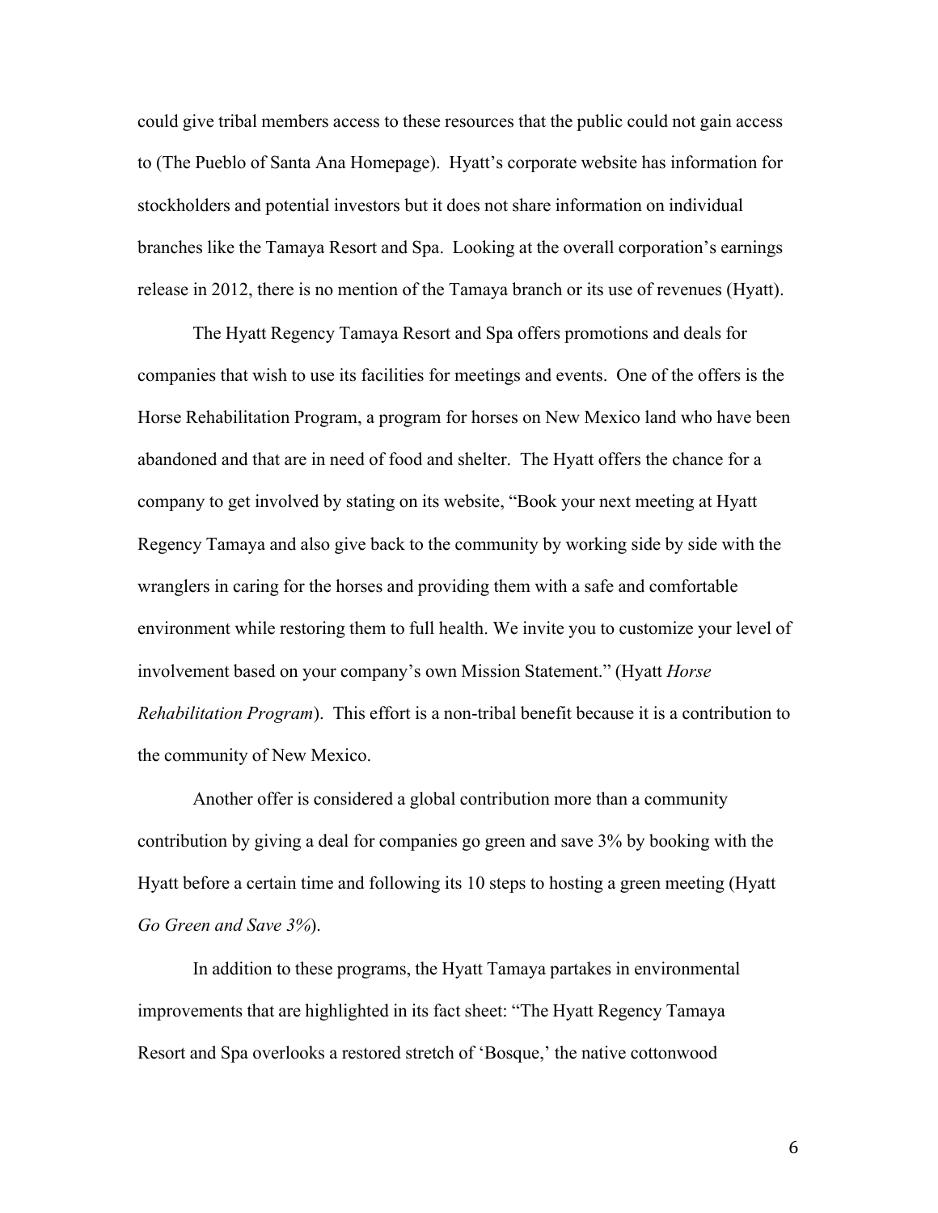could give tribal members access to these resources that the public could not gain access to (The Pueblo of Santa Ana Homepage). Hyatt's corporate website has information for stockholders and potential investors but it does not share information on individual branches like the Tamaya Resort and Spa. Looking at the overall corporation's earnings release in 2012, there is no mention of the Tamaya branch or its use of revenues (Hyatt).

The Hyatt Regency Tamaya Resort and Spa offers promotions and deals for companies that wish to use its facilities for meetings and events. One of the offers is the Horse Rehabilitation Program, a program for horses on New Mexico land who have been abandoned and that are in need of food and shelter. The Hyatt offers the chance for a company to get involved by stating on its website, "Book your next meeting at Hyatt Regency Tamaya and also give back to the community by working side by side with the wranglers in caring for the horses and providing them with a safe and comfortable environment while restoring them to full health. We invite you to customize your level of involvement based on your company's own Mission Statement." (Hyatt *Horse Rehabilitation Program*). This effort is a non-tribal benefit because it is a contribution to the community of New Mexico.

Another offer is considered a global contribution more than a community contribution by giving a deal for companies go green and save 3% by booking with the Hyatt before a certain time and following its 10 steps to hosting a green meeting (Hyatt *Go Green and Save 3%*).

In addition to these programs, the Hyatt Tamaya partakes in environmental improvements that are highlighted in its fact sheet: "The Hyatt Regency Tamaya Resort and Spa overlooks a restored stretch of 'Bosque,' the native cottonwood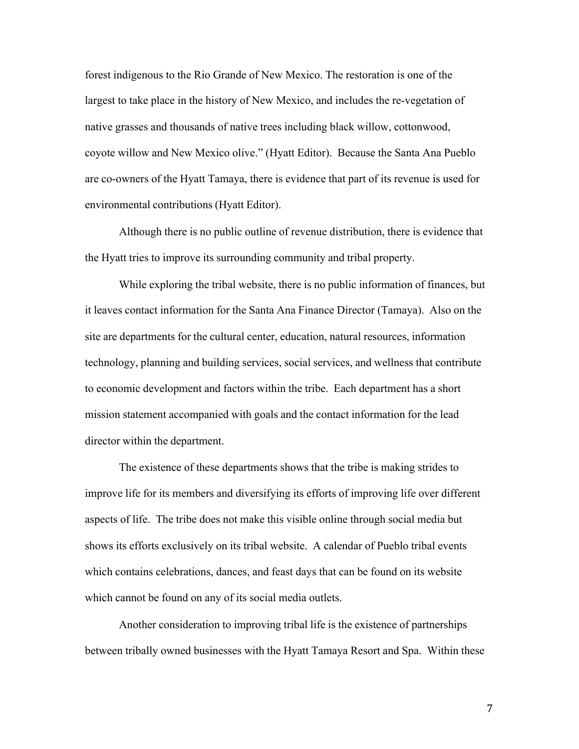forest indigenous to the Rio Grande of New Mexico. The restoration is one of the largest to take place in the history of New Mexico, and includes the re-vegetation of native grasses and thousands of native trees including black willow, cottonwood, coyote willow and New Mexico olive." (Hyatt Editor). Because the Santa Ana Pueblo are co-owners of the Hyatt Tamaya, there is evidence that part of its revenue is used for environmental contributions (Hyatt Editor).

Although there is no public outline of revenue distribution, there is evidence that the Hyatt tries to improve its surrounding community and tribal property.

While exploring the tribal website, there is no public information of finances, but it leaves contact information for the Santa Ana Finance Director (Tamaya). Also on the site are departments for the cultural center, education, natural resources, information technology, planning and building services, social services, and wellness that contribute to economic development and factors within the tribe. Each department has a short mission statement accompanied with goals and the contact information for the lead director within the department.

The existence of these departments shows that the tribe is making strides to improve life for its members and diversifying its efforts of improving life over different aspects of life. The tribe does not make this visible online through social media but shows its efforts exclusively on its tribal website. A calendar of Pueblo tribal events which contains celebrations, dances, and feast days that can be found on its website which cannot be found on any of its social media outlets.

Another consideration to improving tribal life is the existence of partnerships between tribally owned businesses with the Hyatt Tamaya Resort and Spa. Within these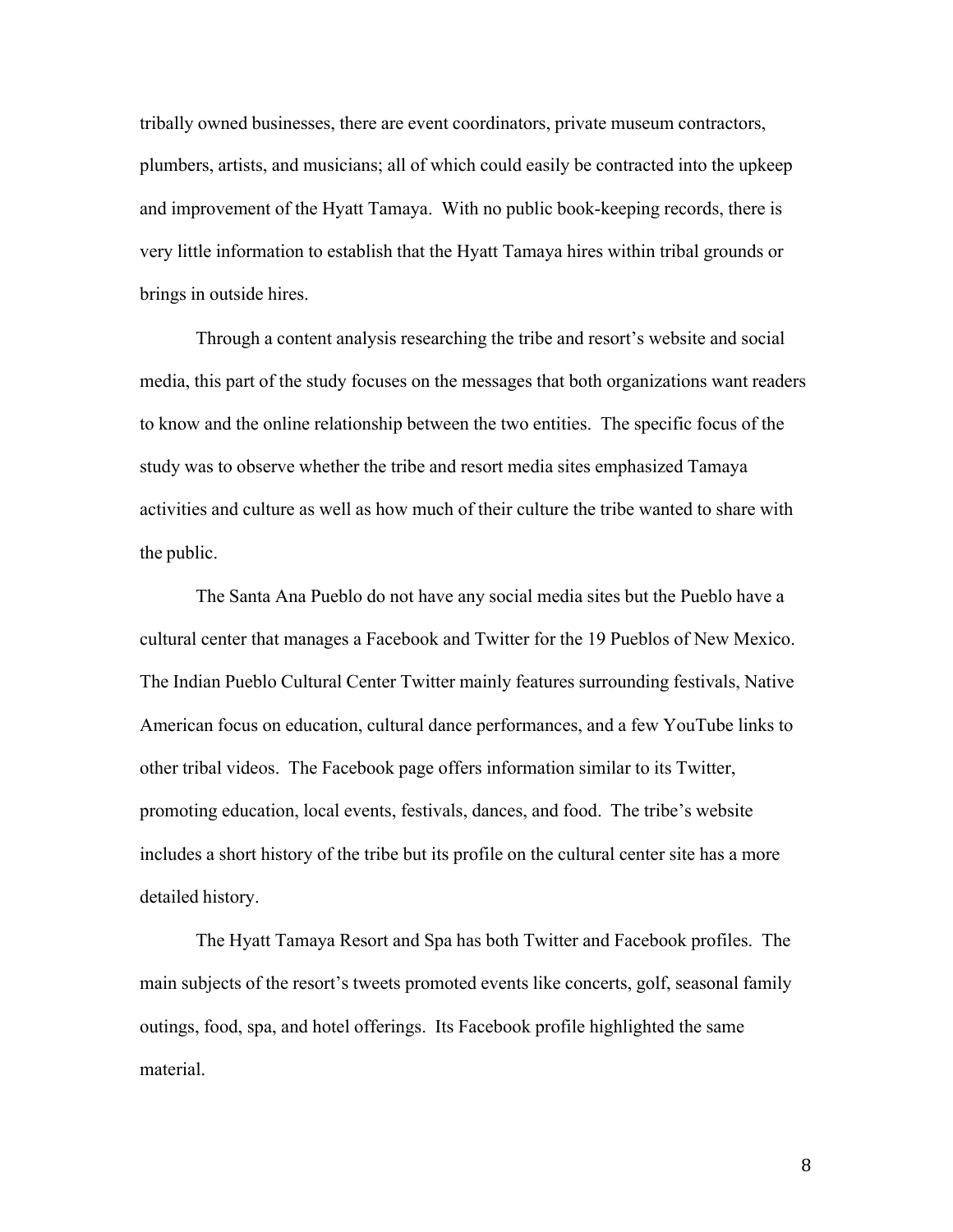tribally owned businesses, there are event coordinators, private museum contractors, plumbers, artists, and musicians; all of which could easily be contracted into the upkeep and improvement of the Hyatt Tamaya. With no public book-keeping records, there is very little information to establish that the Hyatt Tamaya hires within tribal grounds or brings in outside hires.

Through a content analysis researching the tribe and resort's website and social media, this part of the study focuses on the messages that both organizations want readers to know and the online relationship between the two entities. The specific focus of the study was to observe whether the tribe and resort media sites emphasized Tamaya activities and culture as well as how much of their culture the tribe wanted to share with the public.

The Santa Ana Pueblo do not have any social media sites but the Pueblo have a cultural center that manages a Facebook and Twitter for the 19 Pueblos of New Mexico. The Indian Pueblo Cultural Center Twitter mainly features surrounding festivals, Native American focus on education, cultural dance performances, and a few YouTube links to other tribal videos. The Facebook page offers information similar to its Twitter, promoting education, local events, festivals, dances, and food. The tribe's website includes a short history of the tribe but its profile on the cultural center site has a more detailed history.

The Hyatt Tamaya Resort and Spa has both Twitter and Facebook profiles. The main subjects of the resort's tweets promoted events like concerts, golf, seasonal family outings, food, spa, and hotel offerings. Its Facebook profile highlighted the same material.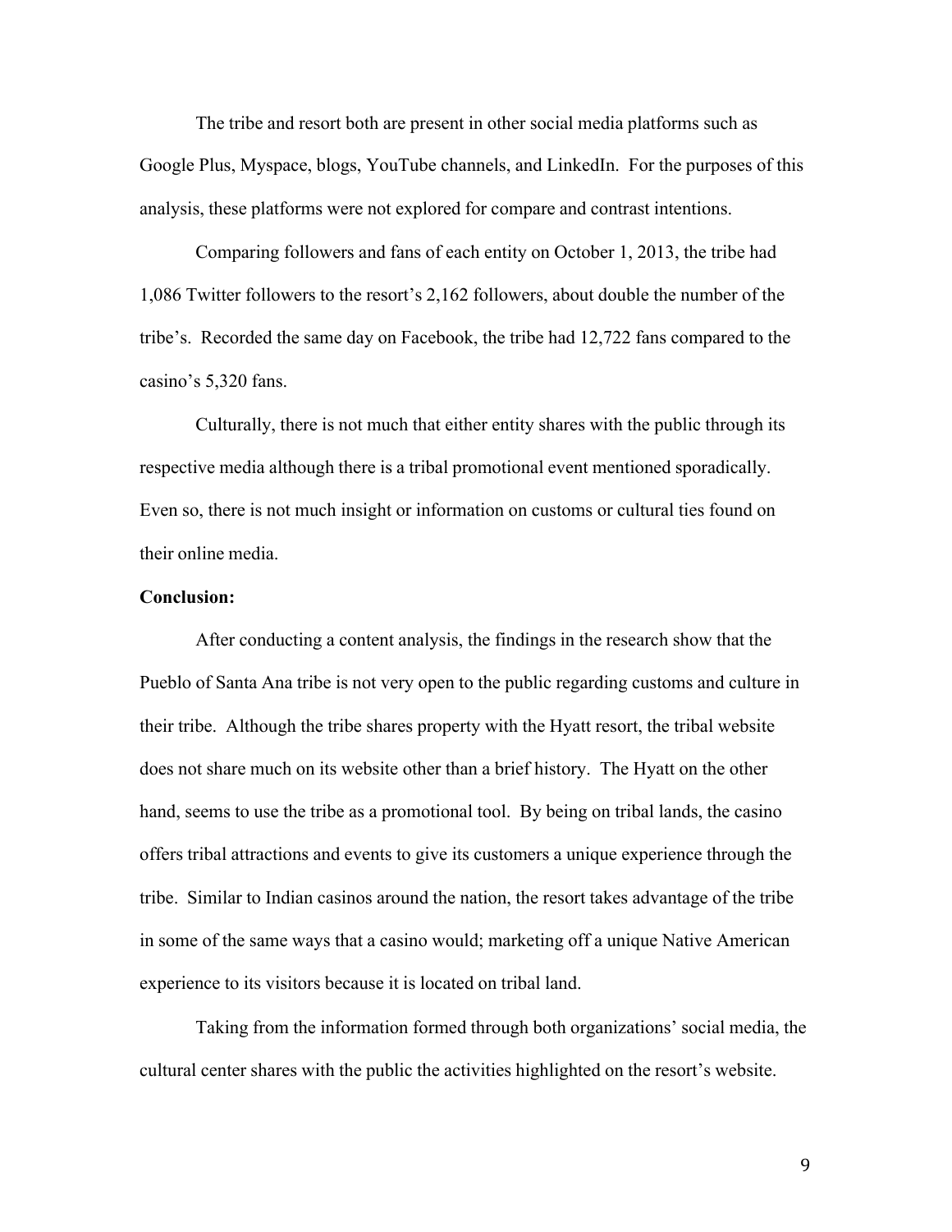The tribe and resort both are present in other social media platforms such as Google Plus, Myspace, blogs, YouTube channels, and LinkedIn. For the purposes of this analysis, these platforms were not explored for compare and contrast intentions.

Comparing followers and fans of each entity on October 1, 2013, the tribe had 1,086 Twitter followers to the resort's 2,162 followers, about double the number of the tribe's. Recorded the same day on Facebook, the tribe had 12,722 fans compared to the casino's 5,320 fans.

Culturally, there is not much that either entity shares with the public through its respective media although there is a tribal promotional event mentioned sporadically. Even so, there is not much insight or information on customs or cultural ties found on their online media.

**Conclusion:**

After conducting a content analysis, the findings in the research show that the Pueblo of Santa Ana tribe is not very open to the public regarding customs and culture in their tribe. Although the tribe shares property with the Hyatt resort, the tribal website does not share much on its website other than a brief history. The Hyatt on the other hand, seems to use the tribe as a promotional tool. By being on tribal lands, the casino offers tribal attractions and events to give its customers a unique experience through the tribe. Similar to Indian casinos around the nation, the resort takes advantage of the tribe in some of the same ways that a casino would; marketing off a unique Native American experience to its visitors because it is located on tribal land.

Taking from the information formed through both organizations' social media, the cultural center shares with the public the activities highlighted on the resort's website.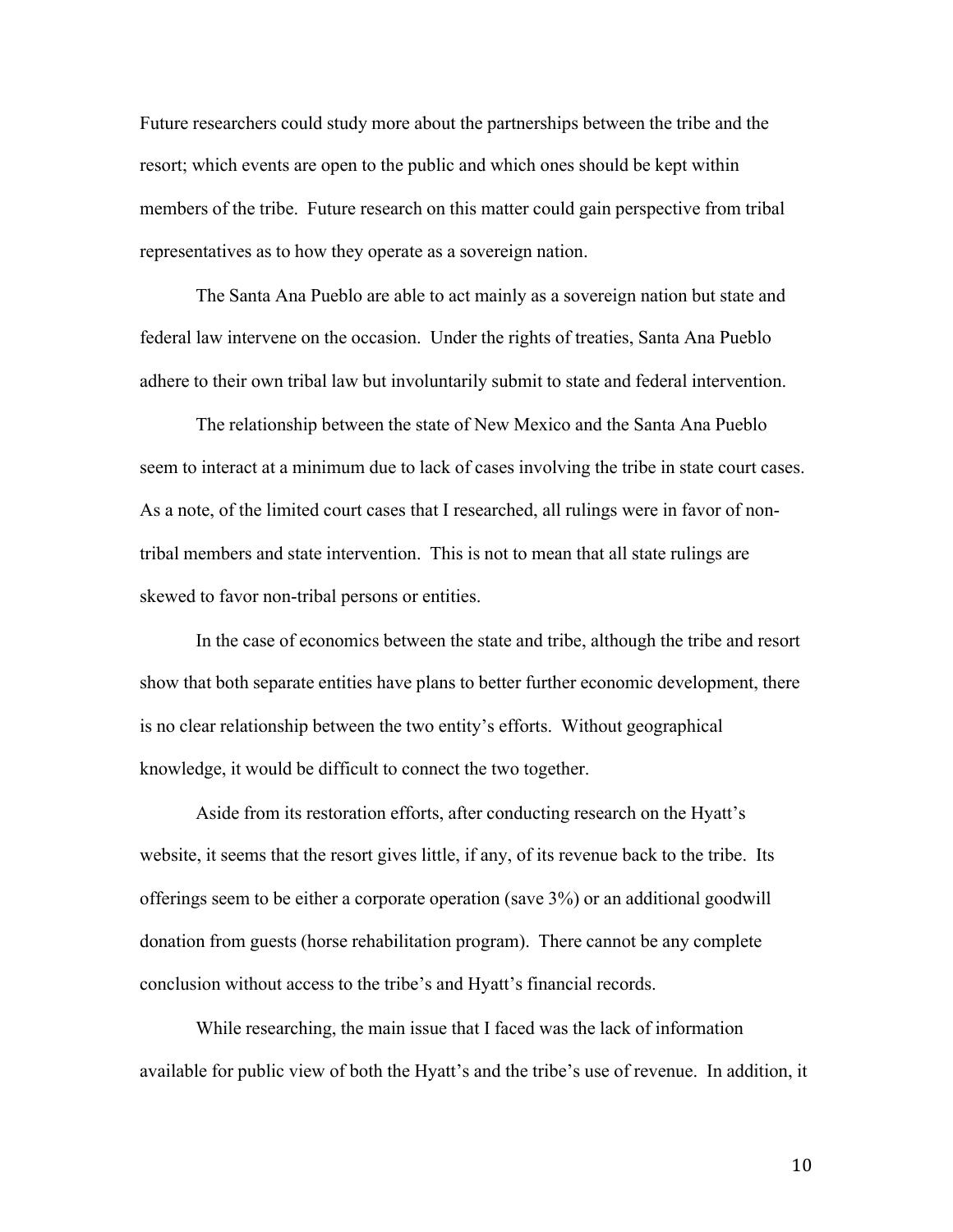Future researchers could study more about the partnerships between the tribe and the resort; which events are open to the public and which ones should be kept within members of the tribe. Future research on this matter could gain perspective from tribal representatives as to how they operate as a sovereign nation.

The Santa Ana Pueblo are able to act mainly as a sovereign nation but state and federal law intervene on the occasion. Under the rights of treaties, Santa Ana Pueblo adhere to their own tribal law but involuntarily submit to state and federal intervention.

The relationship between the state of New Mexico and the Santa Ana Pueblo seem to interact at a minimum due to lack of cases involving the tribe in state court cases. As a note, of the limited court cases that I researched, all rulings were in favor of non-tribal members and state intervention. This is not to mean that all state rulings are skewed to favor non-tribal persons or entities.

In the case of economics between the state and tribe, although the tribe and resort show that both separate entities have plans to better further economic development, there is no clear relationship between the two entity's efforts. Without geographical knowledge, it would be difficult to connect the two together.

Aside from its restoration efforts, after conducting research on the Hyatt's website, it seems that the resort gives little, if any, of its revenue back to the tribe. Its offerings seem to be either a corporate operation (save 3%) or an additional goodwill donation from guests (horse rehabilitation program). There cannot be any complete conclusion without access to the tribe's and Hyatt's financial records.

While researching, the main issue that I faced was the lack of information available for public view of both the Hyatt's and the tribe's use of revenue. In addition, it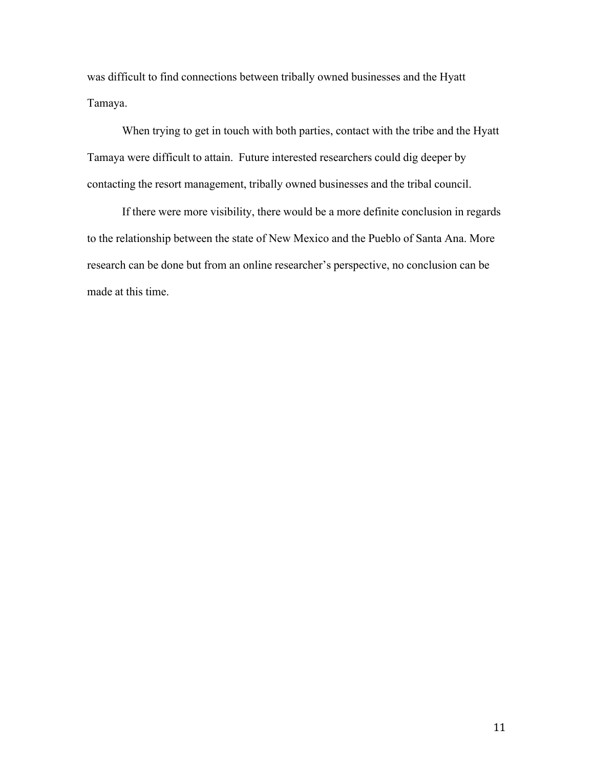was difficult to find connections between tribally owned businesses and the Hyatt Tamaya.

When trying to get in touch with both parties, contact with the tribe and the Hyatt Tamaya were difficult to attain. Future interested researchers could dig deeper by contacting the resort management, tribally owned businesses and the tribal council.

If there were more visibility, there would be a more definite conclusion in regards to the relationship between the state of New Mexico and the Pueblo of Santa Ana. More research can be done but from an online researcher's perspective, no conclusion can be made at this time.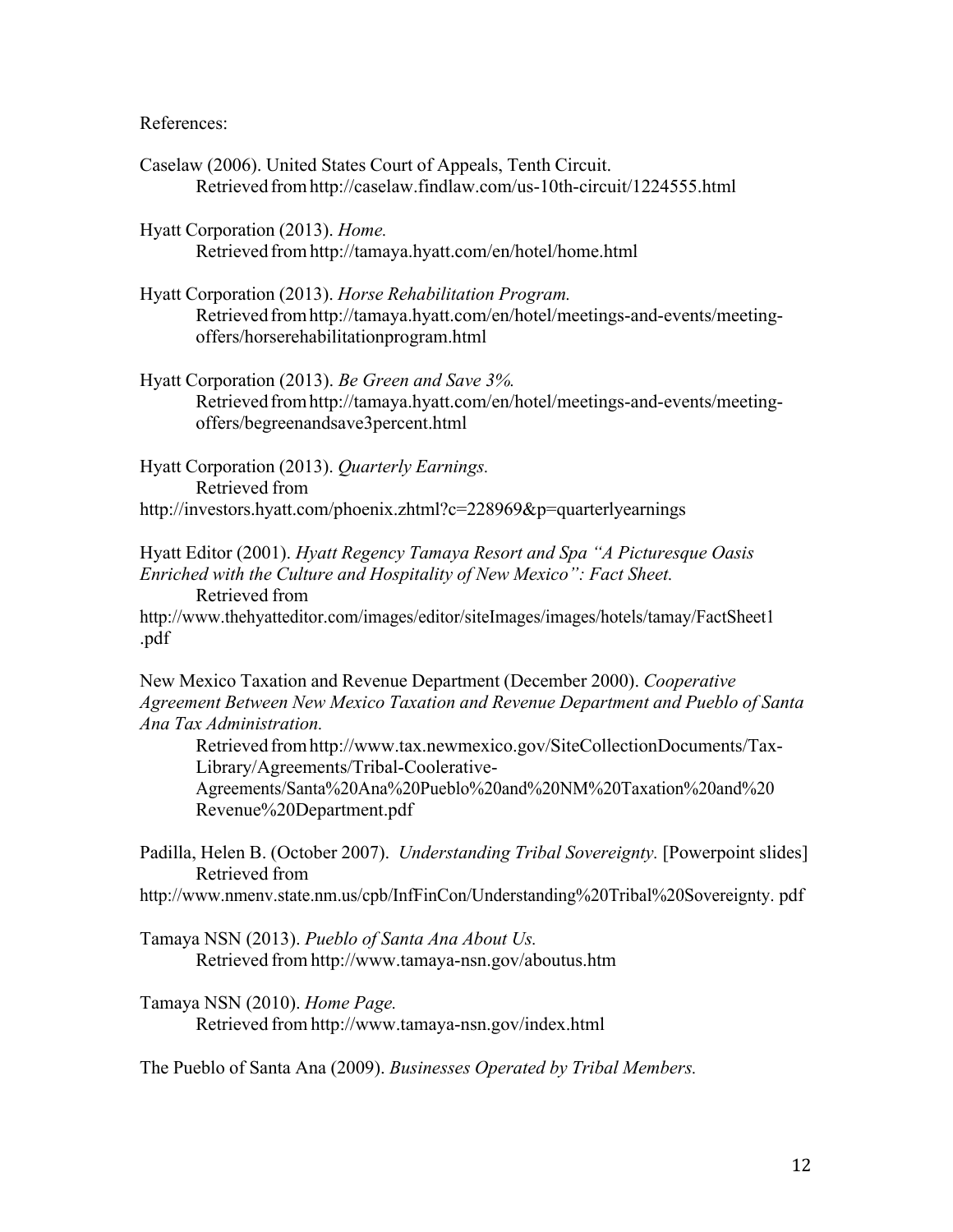References:

Caselaw (2006). United States Court of Appeals, Tenth Circuit.
Retrieved from http://caselaw.findlaw.com/us-10th-circuit/1224555.html

Hyatt Corporation (2013). *Home.*
Retrieved from http://tamaya.hyatt.com/en/hotel/home.html

Hyatt Corporation (2013). *Horse Rehabilitation Program.*
Retrieved from http://tamaya.hyatt.com/en/hotel/meetings-and-events/meeting-offers/horserehabilitationprogram.html

Hyatt Corporation (2013). *Be Green and Save 3%.*
Retrieved from http://tamaya.hyatt.com/en/hotel/meetings-and-events/meeting-offers/begreenandsave3percent.html

Hyatt Corporation (2013). *Quarterly Earnings.*
Retrieved from
http://investors.hyatt.com/phoenix.zhtml?c=228969&p=quarterlyearnings

Hyatt Editor (2001). *Hyatt Regency Tamaya Resort and Spa "A Picturesque Oasis Enriched with the Culture and Hospitality of New Mexico": Fact Sheet.*
Retrieved from
http://www.thehyatteditor.com/images/editor/siteImages/images/hotels/tamay/FactSheet1.pdf

New Mexico Taxation and Revenue Department (December 2000). *Cooperative Agreement Between New Mexico Taxation and Revenue Department and Pueblo of Santa Ana Tax Administration.*
Retrieved from http://www.tax.newmexico.gov/SiteCollectionDocuments/Tax-Library/Agreements/Tribal-Coolerative-Agreements/Santa%20Ana%20Pueblo%20and%20NM%20Taxation%20and%20Revenue%20Department.pdf

Padilla, Helen B. (October 2007). *Understanding Tribal Sovereignty.* [Powerpoint slides]
Retrieved from
http://www.nmenv.state.nm.us/cpb/InfFinCon/Understanding%20Tribal%20Sovereignty. pdf

Tamaya NSN (2013). *Pueblo of Santa Ana About Us.*
Retrieved from http://www.tamaya-nsn.gov/aboutus.htm

Tamaya NSN (2010). *Home Page.*
Retrieved from http://www.tamaya-nsn.gov/index.html

The Pueblo of Santa Ana (2009). *Businesses Operated by Tribal Members.*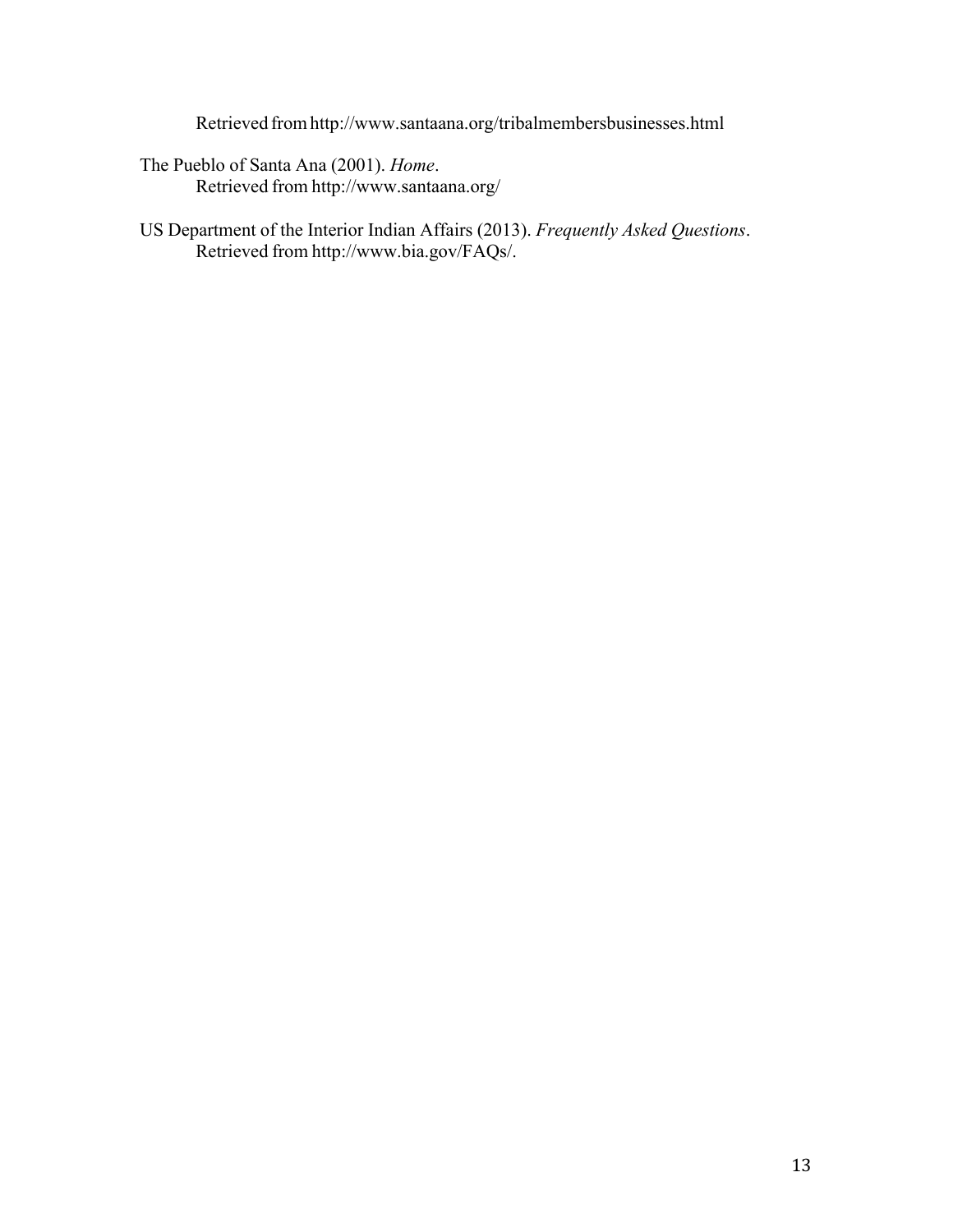Retrieved from http://www.santaana.org/tribalmembersbusinesses.html

The Pueblo of Santa Ana (2001). *Home*.
Retrieved from http://www.santaana.org/

US Department of the Interior Indian Affairs (2013). *Frequently Asked Questions*.
Retrieved from http://www.bia.gov/FAQs/.